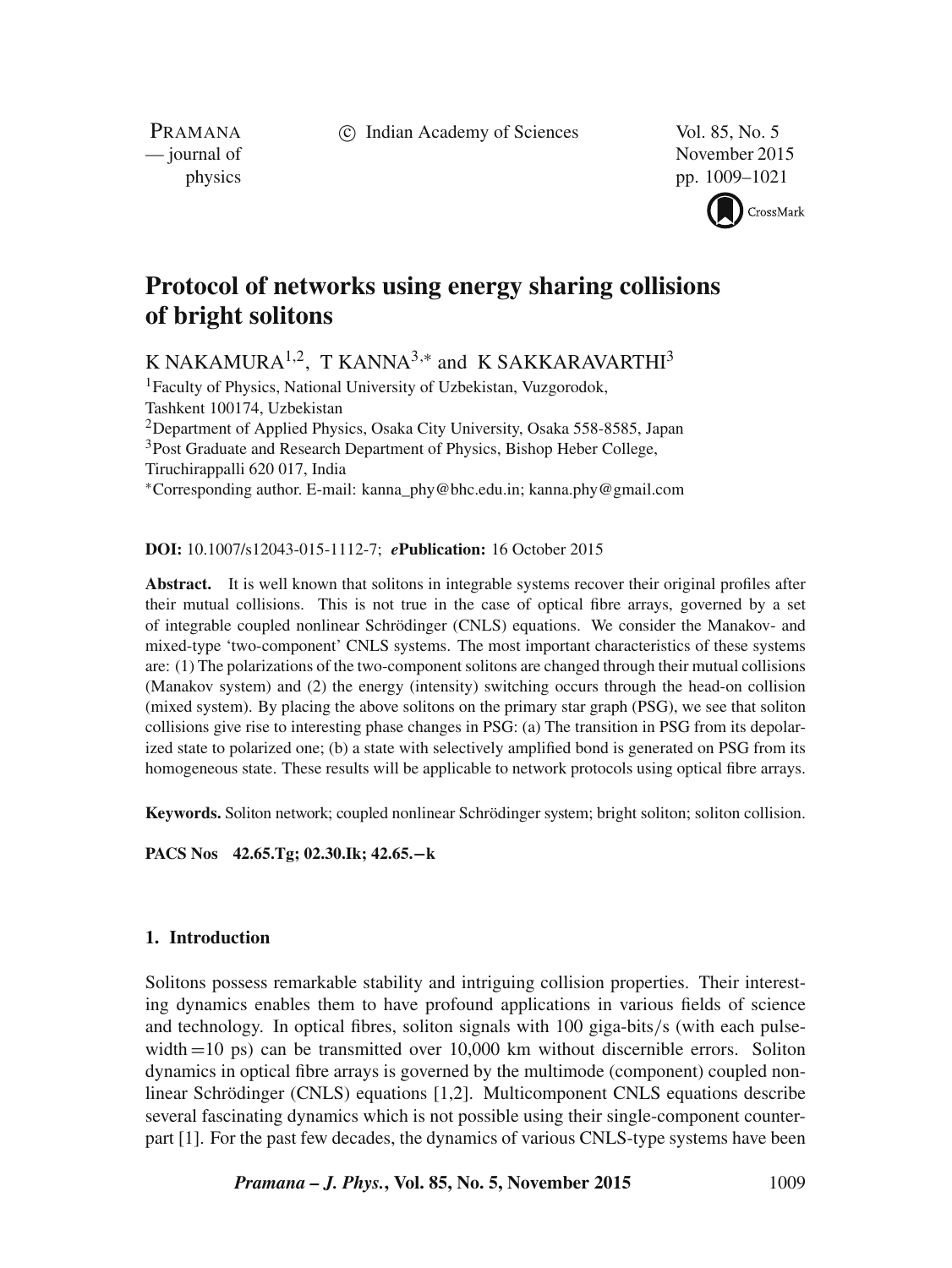# Protocol of networks using energy sharing collisions of bright solitons

K NAKAMURA[1,2], T KANNA[3,*] and K SAKKARAVARTHI[3]

[1]Faculty of Physics, National University of Uzbekistan, Vuzgorodok, Tashkent 100174, Uzbekistan

[2]Department of Applied Physics, Osaka City University, Osaka 558-8585, Japan

[3]Post Graduate and Research Department of Physics, Bishop Heber College, Tiruchirappalli 620 017, India

[*]Corresponding author. E-mail: kanna_phy@bhc.edu.in; kanna.phy@gmail.com

**DOI:** 10.1007/s12043-015-1112-7; ***e*Publication:** 16 October 2015

**Abstract.** It is well known that solitons in integrable systems recover their original profiles after their mutual collisions. This is not true in the case of optical fibre arrays, governed by a set of integrable coupled nonlinear Schrödinger (CNLS) equations. We consider the Manakov- and mixed-type 'two-component' CNLS systems. The most important characteristics of these systems are: (1) The polarizations of the two-component solitons are changed through their mutual collisions (Manakov system) and (2) the energy (intensity) switching occurs through the head-on collision (mixed system). By placing the above solitons on the primary star graph (PSG), we see that soliton collisions give rise to interesting phase changes in PSG: (a) The transition in PSG from its depolarized state to polarized one; (b) a state with selectively amplified bond is generated on PSG from its homogeneous state. These results will be applicable to network protocols using optical fibre arrays.

**Keywords.** Soliton network; coupled nonlinear Schrödinger system; bright soliton; soliton collision.

**PACS Nos** 42.65.Tg; 02.30.Ik; 42.65.−k

## 1. Introduction

Solitons possess remarkable stability and intriguing collision properties. Their interesting dynamics enables them to have profound applications in various fields of science and technology. In optical fibres, soliton signals with 100 giga-bits/s (with each pulse-width = 10 ps) can be transmitted over 10,000 km without discernible errors. Soliton dynamics in optical fibre arrays is governed by the multimode (component) coupled nonlinear Schrödinger (CNLS) equations [1,2]. Multicomponent CNLS equations describe several fascinating dynamics which is not possible using their single-component counterpart [1]. For the past few decades, the dynamics of various CNLS-type systems have been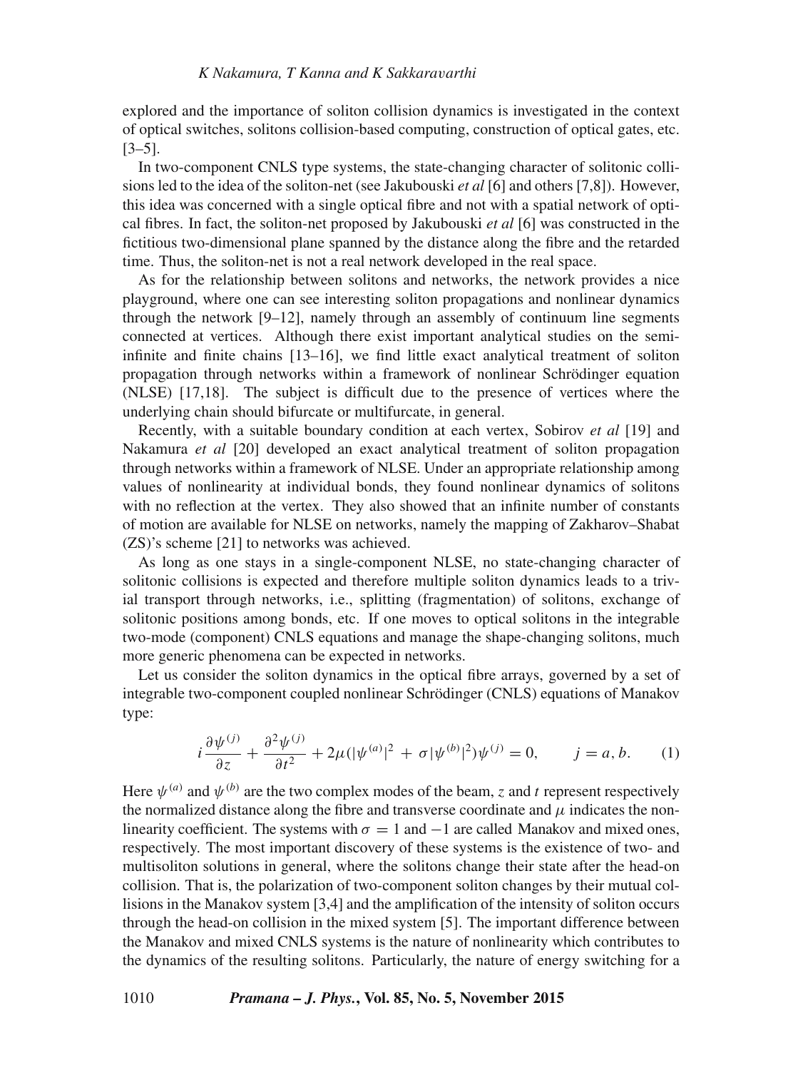explored and the importance of soliton collision dynamics is investigated in the context of optical switches, solitons collision-based computing, construction of optical gates, etc. [3–5].

In two-component CNLS type systems, the state-changing character of solitonic collisions led to the idea of the soliton-net (see Jakubouski *et al* [6] and others [7,8]). However, this idea was concerned with a single optical fibre and not with a spatial network of optical fibres. In fact, the soliton-net proposed by Jakubouski *et al* [6] was constructed in the fictitious two-dimensional plane spanned by the distance along the fibre and the retarded time. Thus, the soliton-net is not a real network developed in the real space.

As for the relationship between solitons and networks, the network provides a nice playground, where one can see interesting soliton propagations and nonlinear dynamics through the network [9–12], namely through an assembly of continuum line segments connected at vertices. Although there exist important analytical studies on the semi-infinite and finite chains [13–16], we find little exact analytical treatment of soliton propagation through networks within a framework of nonlinear Schrödinger equation (NLSE) [17,18]. The subject is difficult due to the presence of vertices where the underlying chain should bifurcate or multifurcate, in general.

Recently, with a suitable boundary condition at each vertex, Sobirov *et al* [19] and Nakamura *et al* [20] developed an exact analytical treatment of soliton propagation through networks within a framework of NLSE. Under an appropriate relationship among values of nonlinearity at individual bonds, they found nonlinear dynamics of solitons with no reflection at the vertex. They also showed that an infinite number of constants of motion are available for NLSE on networks, namely the mapping of Zakharov–Shabat (ZS)'s scheme [21] to networks was achieved.

As long as one stays in a single-component NLSE, no state-changing character of solitonic collisions is expected and therefore multiple soliton dynamics leads to a trivial transport through networks, i.e., splitting (fragmentation) of solitons, exchange of solitonic positions among bonds, etc. If one moves to optical solitons in the integrable two-mode (component) CNLS equations and manage the shape-changing solitons, much more generic phenomena can be expected in networks.

Let us consider the soliton dynamics in the optical fibre arrays, governed by a set of integrable two-component coupled nonlinear Schrödinger (CNLS) equations of Manakov type:

$$i\frac{\partial \psi^{(j)}}{\partial z} + \frac{\partial^2 \psi^{(j)}}{\partial t^2} + 2\mu(|\psi^{(a)}|^2 + \sigma|\psi^{(b)}|^2)\psi^{(j)} = 0, \qquad j = a, b. \tag{1}$$

Here $\psi^{(a)}$ and $\psi^{(b)}$ are the two complex modes of the beam, $z$ and $t$ represent respectively the normalized distance along the fibre and transverse coordinate and $\mu$ indicates the nonlinearity coefficient. The systems with $\sigma = 1$ and $-1$ are called Manakov and mixed ones, respectively. The most important discovery of these systems is the existence of two- and multisoliton solutions in general, where the solitons change their state after the head-on collision. That is, the polarization of two-component soliton changes by their mutual collisions in the Manakov system [3,4] and the amplification of the intensity of soliton occurs through the head-on collision in the mixed system [5]. The important difference between the Manakov and mixed CNLS systems is the nature of nonlinearity which contributes to the dynamics of the resulting solitons. Particularly, the nature of energy switching for a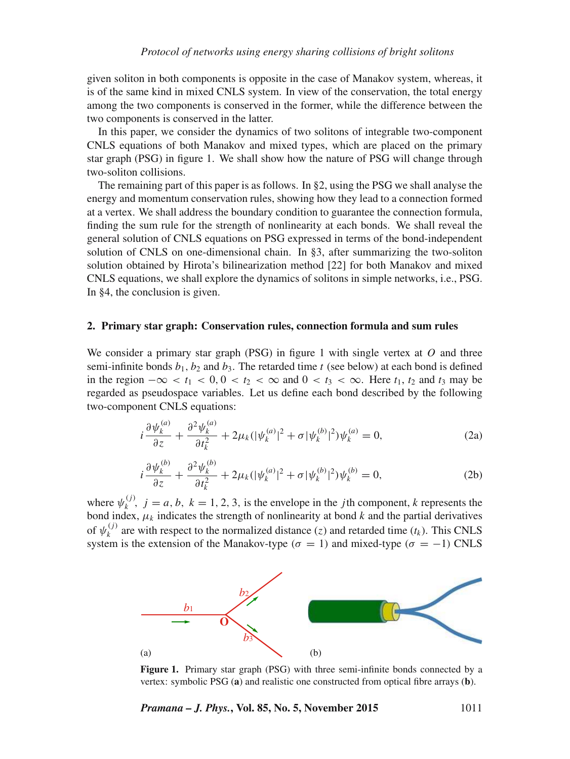given soliton in both components is opposite in the case of Manakov system, whereas, it is of the same kind in mixed CNLS system. In view of the conservation, the total energy among the two components is conserved in the former, while the difference between the two components is conserved in the latter.

In this paper, we consider the dynamics of two solitons of integrable two-component CNLS equations of both Manakov and mixed types, which are placed on the primary star graph (PSG) in figure 1. We shall show how the nature of PSG will change through two-soliton collisions.

The remaining part of this paper is as follows. In §2, using the PSG we shall analyse the energy and momentum conservation rules, showing how they lead to a connection formed at a vertex. We shall address the boundary condition to guarantee the connection formula, finding the sum rule for the strength of nonlinearity at each bonds. We shall reveal the general solution of CNLS equations on PSG expressed in terms of the bond-independent solution of CNLS on one-dimensional chain. In §3, after summarizing the two-soliton solution obtained by Hirota's bilinearization method [22] for both Manakov and mixed CNLS equations, we shall explore the dynamics of solitons in simple networks, i.e., PSG. In §4, the conclusion is given.

## 2. Primary star graph: Conservation rules, connection formula and sum rules

We consider a primary star graph (PSG) in figure 1 with single vertex at $O$ and three semi-infinite bonds $b_1$, $b_2$ and $b_3$. The retarded time $t$ (see below) at each bond is defined in the region $-\infty < t_1 < 0, 0 < t_2 < \infty$ and $0 < t_3 < \infty$. Here $t_1$, $t_2$ and $t_3$ may be regarded as pseudospace variables. Let us define each bond described by the following two-component CNLS equations:

$$i\frac{\partial \psi_k^{(a)}}{\partial z} + \frac{\partial^2 \psi_k^{(a)}}{\partial t_k^2} + 2\mu_k(|\psi_k^{(a)}|^2 + \sigma|\psi_k^{(b)}|^2)\psi_k^{(a)} = 0, \tag{2a}$$

$$i\frac{\partial \psi_k^{(b)}}{\partial z} + \frac{\partial^2 \psi_k^{(b)}}{\partial t_k^2} + 2\mu_k(|\psi_k^{(a)}|^2 + \sigma|\psi_k^{(b)}|^2)\psi_k^{(b)} = 0, \tag{2b}$$

where $\psi_k^{(j)}$, $j = a, b$, $k = 1, 2, 3$, is the envelope in the $j$th component, $k$ represents the bond index, $\mu_k$ indicates the strength of nonlinearity at bond $k$ and the partial derivatives of $\psi_k^{(j)}$ are with respect to the normalized distance ($z$) and retarded time ($t_k$). This CNLS system is the extension of the Manakov-type ($\sigma = 1$) and mixed-type ($\sigma = -1$) CNLS

**Figure 1.** Primary star graph (PSG) with three semi-infinite bonds connected by a vertex: symbolic PSG (**a**) and realistic one constructed from optical fibre arrays (**b**).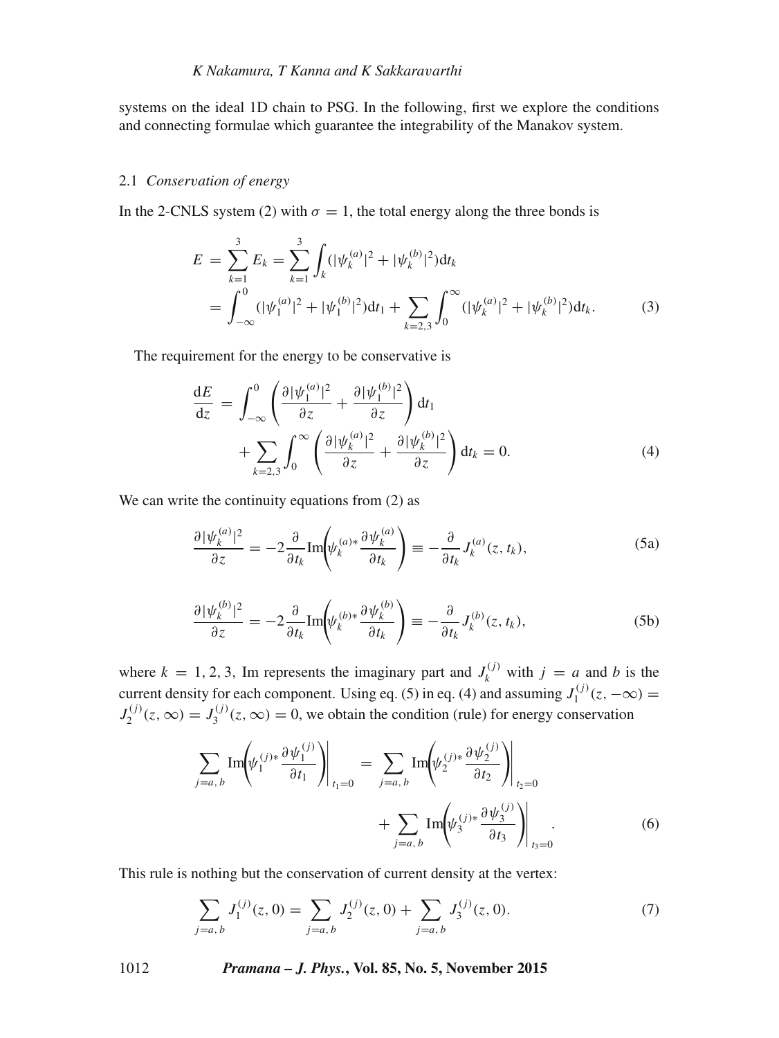systems on the ideal 1D chain to PSG. In the following, first we explore the conditions and connecting formulae which guarantee the integrability of the Manakov system.

### 2.1 *Conservation of energy*

In the 2-CNLS system (2) with $\sigma = 1$, the total energy along the three bonds is

$$
\begin{aligned}
E &= \sum_{k=1}^{3} E_k = \sum_{k=1}^{3} \int_k (|\psi_k^{(a)}|^2 + |\psi_k^{(b)}|^2) \mathrm{d}t_k \\
&= \int_{-\infty}^{0} (|\psi_1^{(a)}|^2 + |\psi_1^{(b)}|^2) \mathrm{d}t_1 + \sum_{k=2,3} \int_0^{\infty} (|\psi_k^{(a)}|^2 + |\psi_k^{(b)}|^2) \mathrm{d}t_k.
\end{aligned} \tag{3}
$$

The requirement for the energy to be conservative is

$$
\begin{aligned}
\frac{\mathrm{d}E}{\mathrm{d}z} &= \int_{-\infty}^{0} \left( \frac{\partial |\psi_1^{(a)}|^2}{\partial z} + \frac{\partial |\psi_1^{(b)}|^2}{\partial z} \right) \mathrm{d}t_1 \\
&\quad + \sum_{k=2,3} \int_0^{\infty} \left( \frac{\partial |\psi_k^{(a)}|^2}{\partial z} + \frac{\partial |\psi_k^{(b)}|^2}{\partial z} \right) \mathrm{d}t_k = 0.
\end{aligned} \tag{4}
$$

We can write the continuity equations from (2) as

$$
\frac{\partial |\psi_k^{(a)}|^2}{\partial z} = -2 \frac{\partial}{\partial t_k} \mathrm{Im} \left( \psi_k^{(a)*} \frac{\partial \psi_k^{(a)}}{\partial t_k} \right) \equiv -\frac{\partial}{\partial t_k} J_k^{(a)}(z, t_k), \tag{5a}
$$

$$
\frac{\partial |\psi_k^{(b)}|^2}{\partial z} = -2 \frac{\partial}{\partial t_k} \mathrm{Im} \left( \psi_k^{(b)*} \frac{\partial \psi_k^{(b)}}{\partial t_k} \right) \equiv -\frac{\partial}{\partial t_k} J_k^{(b)}(z, t_k), \tag{5b}
$$

where $k = 1, 2, 3$, Im represents the imaginary part and $J_k^{(j)}$ with $j = a$ and $b$ is the current density for each component. Using eq. (5) in eq. (4) and assuming $J_1^{(j)}(z, -\infty) = J_2^{(j)}(z, \infty) = J_3^{(j)}(z, \infty) = 0$, we obtain the condition (rule) for energy conservation

$$
\begin{aligned}
\sum_{j=a,b} \mathrm{Im} \left( \psi_1^{(j)*} \frac{\partial \psi_1^{(j)}}{\partial t_1} \right) \Bigg|_{t_1=0} &= \sum_{j=a,b} \mathrm{Im} \left( \psi_2^{(j)*} \frac{\partial \psi_2^{(j)}}{\partial t_2} \right) \Bigg|_{t_2=0} \\
&\quad + \sum_{j=a,b} \mathrm{Im} \left( \psi_3^{(j)*} \frac{\partial \psi_3^{(j)}}{\partial t_3} \right) \Bigg|_{t_3=0}.
\end{aligned} \tag{6}
$$

This rule is nothing but the conservation of current density at the vertex:

$$
\sum_{j=a,b} J_1^{(j)}(z, 0) = \sum_{j=a,b} J_2^{(j)}(z, 0) + \sum_{j=a,b} J_3^{(j)}(z, 0). \tag{7}
$$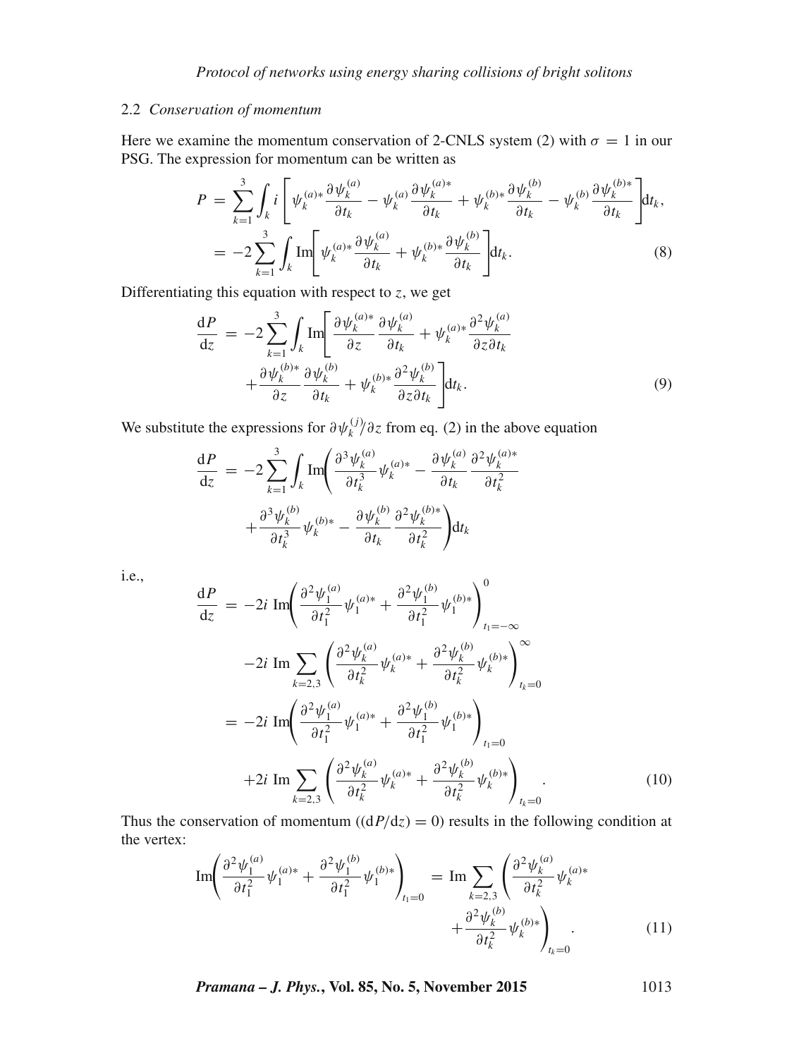### 2.2 *Conservation of momentum*

Here we examine the momentum conservation of 2-CNLS system (2) with $\sigma = 1$ in our PSG. The expression for momentum can be written as

$$
\begin{aligned}
P &= \sum_{k=1}^{3} \int_k i \left[ \psi_k^{(a)*} \frac{\partial \psi_k^{(a)}}{\partial t_k} - \psi_k^{(a)} \frac{\partial \psi_k^{(a)*}}{\partial t_k} + \psi_k^{(b)*} \frac{\partial \psi_k^{(b)}}{\partial t_k} - \psi_k^{(b)} \frac{\partial \psi_k^{(b)*}}{\partial t_k} \right] \mathrm{d}t_k, \\
&= -2 \sum_{k=1}^{3} \int_k \mathrm{Im} \left[ \psi_k^{(a)*} \frac{\partial \psi_k^{(a)}}{\partial t_k} + \psi_k^{(b)*} \frac{\partial \psi_k^{(b)}}{\partial t_k} \right] \mathrm{d}t_k.
\end{aligned} \tag{8}
$$

Differentiating this equation with respect to $z$, we get

$$
\begin{aligned}
\frac{\mathrm{d}P}{\mathrm{d}z} &= -2 \sum_{k=1}^{3} \int_k \mathrm{Im} \left[ \frac{\partial \psi_k^{(a)*}}{\partial z} \frac{\partial \psi_k^{(a)}}{\partial t_k} + \psi_k^{(a)*} \frac{\partial^2 \psi_k^{(a)}}{\partial z \partial t_k} \right. \\
&\quad \left. + \frac{\partial \psi_k^{(b)*}}{\partial z} \frac{\partial \psi_k^{(b)}}{\partial t_k} + \psi_k^{(b)*} \frac{\partial^2 \psi_k^{(b)}}{\partial z \partial t_k} \right] \mathrm{d}t_k.
\end{aligned} \tag{9}
$$

We substitute the expressions for $\partial \psi_k^{(j)} / \partial z$ from eq. (2) in the above equation

$$
\begin{aligned}
\frac{\mathrm{d}P}{\mathrm{d}z} &= -2 \sum_{k=1}^{3} \int_k \mathrm{Im} \left( \frac{\partial^3 \psi_k^{(a)}}{\partial t_k^3} \psi_k^{(a)*} - \frac{\partial \psi_k^{(a)}}{\partial t_k} \frac{\partial^2 \psi_k^{(a)*}}{\partial t_k^2} \right. \\
&\quad \left. + \frac{\partial^3 \psi_k^{(b)}}{\partial t_k^3} \psi_k^{(b)*} - \frac{\partial \psi_k^{(b)}}{\partial t_k} \frac{\partial^2 \psi_k^{(b)*}}{\partial t_k^2} \right) \mathrm{d}t_k
\end{aligned}
$$

i.e.,

$$
\begin{aligned}
\frac{\mathrm{d}P}{\mathrm{d}z} &= -2i \ \mathrm{Im} \left( \frac{\partial^2 \psi_1^{(a)}}{\partial t_1^2} \psi_1^{(a)*} + \frac{\partial^2 \psi_1^{(b)}}{\partial t_1^2} \psi_1^{(b)*} \right)_{t_1=-\infty}^{0} \\
&\quad -2i \ \mathrm{Im} \sum_{k=2,3} \left( \frac{\partial^2 \psi_k^{(a)}}{\partial t_k^2} \psi_k^{(a)*} + \frac{\partial^2 \psi_k^{(b)}}{\partial t_k^2} \psi_k^{(b)*} \right)_{t_k=0}^{\infty} \\
&= -2i \ \mathrm{Im} \left( \frac{\partial^2 \psi_1^{(a)}}{\partial t_1^2} \psi_1^{(a)*} + \frac{\partial^2 \psi_1^{(b)}}{\partial t_1^2} \psi_1^{(b)*} \right)_{t_1=0} \\
&\quad +2i \ \mathrm{Im} \sum_{k=2,3} \left( \frac{\partial^2 \psi_k^{(a)}}{\partial t_k^2} \psi_k^{(a)*} + \frac{\partial^2 \psi_k^{(b)}}{\partial t_k^2} \psi_k^{(b)*} \right)_{t_k=0}.
\end{aligned} \tag{10}
$$

Thus the conservation of momentum ($(\mathrm{d}P/\mathrm{d}z) = 0$) results in the following condition at the vertex:

$$
\begin{aligned}
\mathrm{Im} \left( \frac{\partial^2 \psi_1^{(a)}}{\partial t_1^2} \psi_1^{(a)*} + \frac{\partial^2 \psi_1^{(b)}}{\partial t_1^2} \psi_1^{(b)*} \right)_{t_1=0} &= \mathrm{Im} \sum_{k=2,3} \left( \frac{\partial^2 \psi_k^{(a)}}{\partial t_k^2} \psi_k^{(a)*} \right. \\
&\quad \left. + \frac{\partial^2 \psi_k^{(b)}}{\partial t_k^2} \psi_k^{(b)*} \right)_{t_k=0}.
\end{aligned} \tag{11}
$$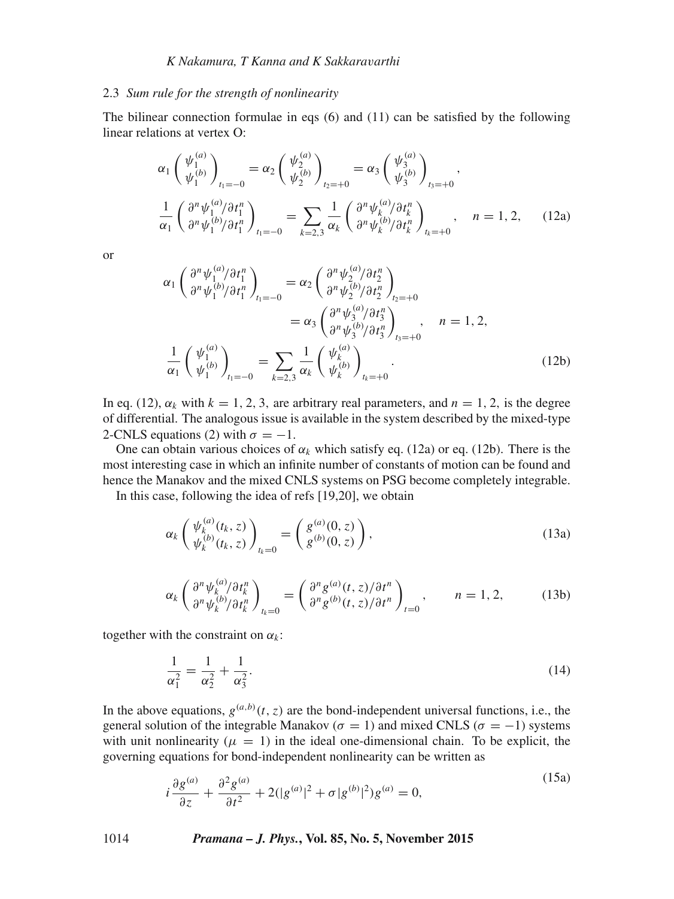### 2.3 *Sum rule for the strength of nonlinearity*

The bilinear connection formulae in eqs (6) and (11) can be satisfied by the following linear relations at vertex O:

$$\alpha_1 \begin{pmatrix} \psi_1^{(a)} \\ \psi_1^{(b)} \end{pmatrix}_{t_1=-0} = \alpha_2 \begin{pmatrix} \psi_2^{(a)} \\ \psi_2^{(b)} \end{pmatrix}_{t_2=+0} = \alpha_3 \begin{pmatrix} \psi_3^{(a)} \\ \psi_3^{(b)} \end{pmatrix}_{t_3=+0},$$

$$\frac{1}{\alpha_1} \begin{pmatrix} \partial^n \psi_1^{(a)}/\partial t_1^n \\ \partial^n \psi_1^{(b)}/\partial t_1^n \end{pmatrix}_{t_1=-0} = \sum_{k=2,3} \frac{1}{\alpha_k} \begin{pmatrix} \partial^n \psi_k^{(a)}/\partial t_k^n \\ \partial^n \psi_k^{(b)}/\partial t_k^n \end{pmatrix}_{t_k=+0}, \quad n = 1, 2, \tag{12a}$$

or

$$\alpha_1 \begin{pmatrix} \partial^n \psi_1^{(a)}/\partial t_1^n \\ \partial^n \psi_1^{(b)}/\partial t_1^n \end{pmatrix}_{t_1=-0} = \alpha_2 \begin{pmatrix} \partial^n \psi_2^{(a)}/\partial t_2^n \\ \partial^n \psi_2^{(b)}/\partial t_2^n \end{pmatrix}_{t_2=+0} = \alpha_3 \begin{pmatrix} \partial^n \psi_3^{(a)}/\partial t_3^n \\ \partial^n \psi_3^{(b)}/\partial t_3^n \end{pmatrix}_{t_3=+0}, \quad n = 1, 2,$$

$$\frac{1}{\alpha_1} \begin{pmatrix} \psi_1^{(a)} \\ \psi_1^{(b)} \end{pmatrix}_{t_1=-0} = \sum_{k=2,3} \frac{1}{\alpha_k} \begin{pmatrix} \psi_k^{(a)} \\ \psi_k^{(b)} \end{pmatrix}_{t_k=+0}. \tag{12b}$$

In eq. (12), $\alpha_k$ with $k = 1, 2, 3$, are arbitrary real parameters, and $n = 1, 2$, is the degree of differential. The analogous issue is available in the system described by the mixed-type 2-CNLS equations (2) with $\sigma = -1$.

One can obtain various choices of $\alpha_k$ which satisfy eq. (12a) or eq. (12b). There is the most interesting case in which an infinite number of constants of motion can be found and hence the Manakov and the mixed CNLS systems on PSG become completely integrable.

In this case, following the idea of refs [19,20], we obtain

$$\alpha_k \begin{pmatrix} \psi_k^{(a)}(t_k, z) \\ \psi_k^{(b)}(t_k, z) \end{pmatrix}_{t_k=0} = \begin{pmatrix} g^{(a)}(0, z) \\ g^{(b)}(0, z) \end{pmatrix}, \tag{13a}$$

$$\alpha_k \begin{pmatrix} \partial^n \psi_k^{(a)}/\partial t_k^n \\ \partial^n \psi_k^{(b)}/\partial t_k^n \end{pmatrix}_{t_k=0} = \begin{pmatrix} \partial^n g^{(a)}(t, z)/\partial t^n \\ \partial^n g^{(b)}(t, z)/\partial t^n \end{pmatrix}_{t=0}, \qquad n = 1, 2, \tag{13b}$$

together with the constraint on $\alpha_k$:

$$\frac{1}{\alpha_1^2} = \frac{1}{\alpha_2^2} + \frac{1}{\alpha_3^2}. \tag{14}$$

In the above equations, $g^{(a,b)}(t, z)$ are the bond-independent universal functions, i.e., the general solution of the integrable Manakov ($\sigma = 1$) and mixed CNLS ($\sigma = -1$) systems with unit nonlinearity ($\mu = 1$) in the ideal one-dimensional chain. To be explicit, the governing equations for bond-independent nonlinearity can be written as

$$i \frac{\partial g^{(a)}}{\partial z} + \frac{\partial^2 g^{(a)}}{\partial t^2} + 2(|g^{(a)}|^2 + \sigma |g^{(b)}|^2) g^{(a)} = 0, \tag{15a}$$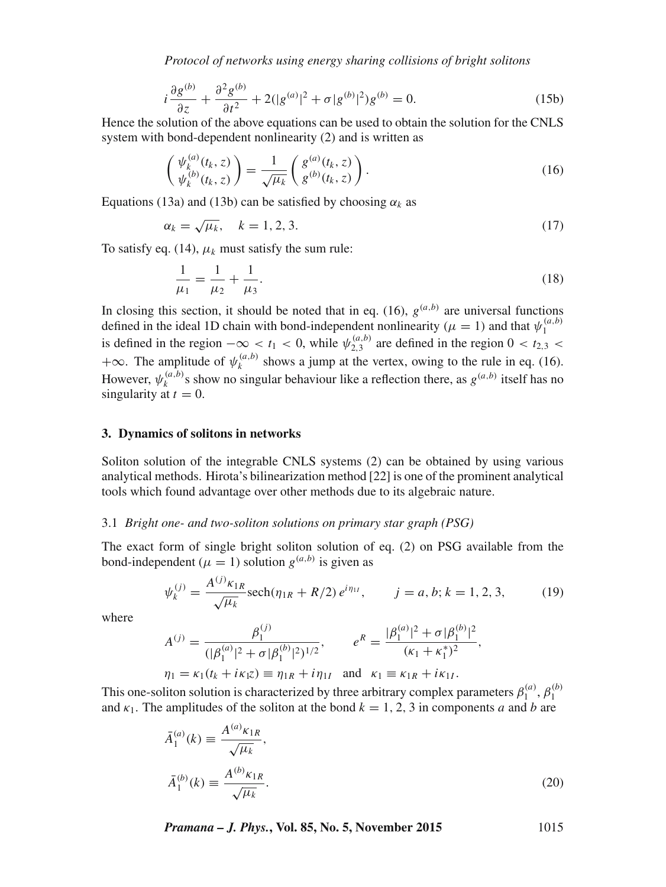$$i\frac{\partial g^{(b)}}{\partial z} + \frac{\partial^2 g^{(b)}}{\partial t^2} + 2(|g^{(a)}|^2 + \sigma |g^{(b)}|^2) g^{(b)} = 0. \tag{15b}$$

Hence the solution of the above equations can be used to obtain the solution for the CNLS system with bond-dependent nonlinearity (2) and is written as

$$\begin{pmatrix} \psi_k^{(a)}(t_k, z) \\ \psi_k^{(b)}(t_k, z) \end{pmatrix} = \frac{1}{\sqrt{\mu_k}} \begin{pmatrix} g^{(a)}(t_k, z) \\ g^{(b)}(t_k, z) \end{pmatrix}. \tag{16}$$

Equations (13a) and (13b) can be satisfied by choosing $\alpha_k$ as

$$\alpha_k = \sqrt{\mu_k}, \quad k = 1, 2, 3. \tag{17}$$

To satisfy eq. (14), $\mu_k$ must satisfy the sum rule:

$$\frac{1}{\mu_1} = \frac{1}{\mu_2} + \frac{1}{\mu_3}. \tag{18}$$

In closing this section, it should be noted that in eq. (16), $g^{(a,b)}$ are universal functions defined in the ideal 1D chain with bond-independent nonlinearity ($\mu = 1$) and that $\psi_1^{(a,b)}$ is defined in the region $-\infty < t_1 < 0$, while $\psi_{2,3}^{(a,b)}$ are defined in the region $0 < t_{2,3} < +\infty$. The amplitude of $\psi_k^{(a,b)}$ shows a jump at the vertex, owing to the rule in eq. (16). However, $\psi_k^{(a,b)}$s show no singular behaviour like a reflection there, as $g^{(a,b)}$ itself has no singularity at $t = 0$.

## 3. Dynamics of solitons in networks

Soliton solution of the integrable CNLS systems (2) can be obtained by using various analytical methods. Hirota's bilinearization method [22] is one of the prominent analytical tools which found advantage over other methods due to its algebraic nature.

### 3.1 *Bright one- and two-soliton solutions on primary star graph (PSG)*

The exact form of single bright soliton solution of eq. (2) on PSG available from the bond-independent ($\mu = 1$) solution $g^{(a,b)}$ is given as

$$\psi_k^{(j)} = \frac{A^{(j)}\kappa_{1R}}{\sqrt{\mu_k}} \operatorname{sech}(\eta_{1R} + R/2)\, e^{i\eta_{1I}}, \qquad j = a, b; k = 1, 2, 3, \tag{19}$$

where

$$A^{(j)} = \frac{\beta_1^{(j)}}{(|\beta_1^{(a)}|^2 + \sigma |\beta_1^{(b)}|^2)^{1/2}}, \qquad e^R = \frac{|\beta_1^{(a)}|^2 + \sigma |\beta_1^{(b)}|^2}{(\kappa_1 + \kappa_1^*)^2},$$

$$\eta_1 = \kappa_1(t_k + i\kappa_1 z) \equiv \eta_{1R} + i\eta_{1I} \quad \text{and} \quad \kappa_1 \equiv \kappa_{1R} + i\kappa_{1I}.$$

This one-soliton solution is characterized by three arbitrary complex parameters $\beta_1^{(a)}$, $\beta_1^{(b)}$ and $\kappa_1$. The amplitudes of the soliton at the bond $k = 1, 2, 3$ in components $a$ and $b$ are

$$\bar{A}_1^{(a)}(k) \equiv \frac{A^{(a)}\kappa_{1R}}{\sqrt{\mu_k}},$$

$$\bar{A}_1^{(b)}(k) \equiv \frac{A^{(b)}\kappa_{1R}}{\sqrt{\mu_k}}. \tag{20}$$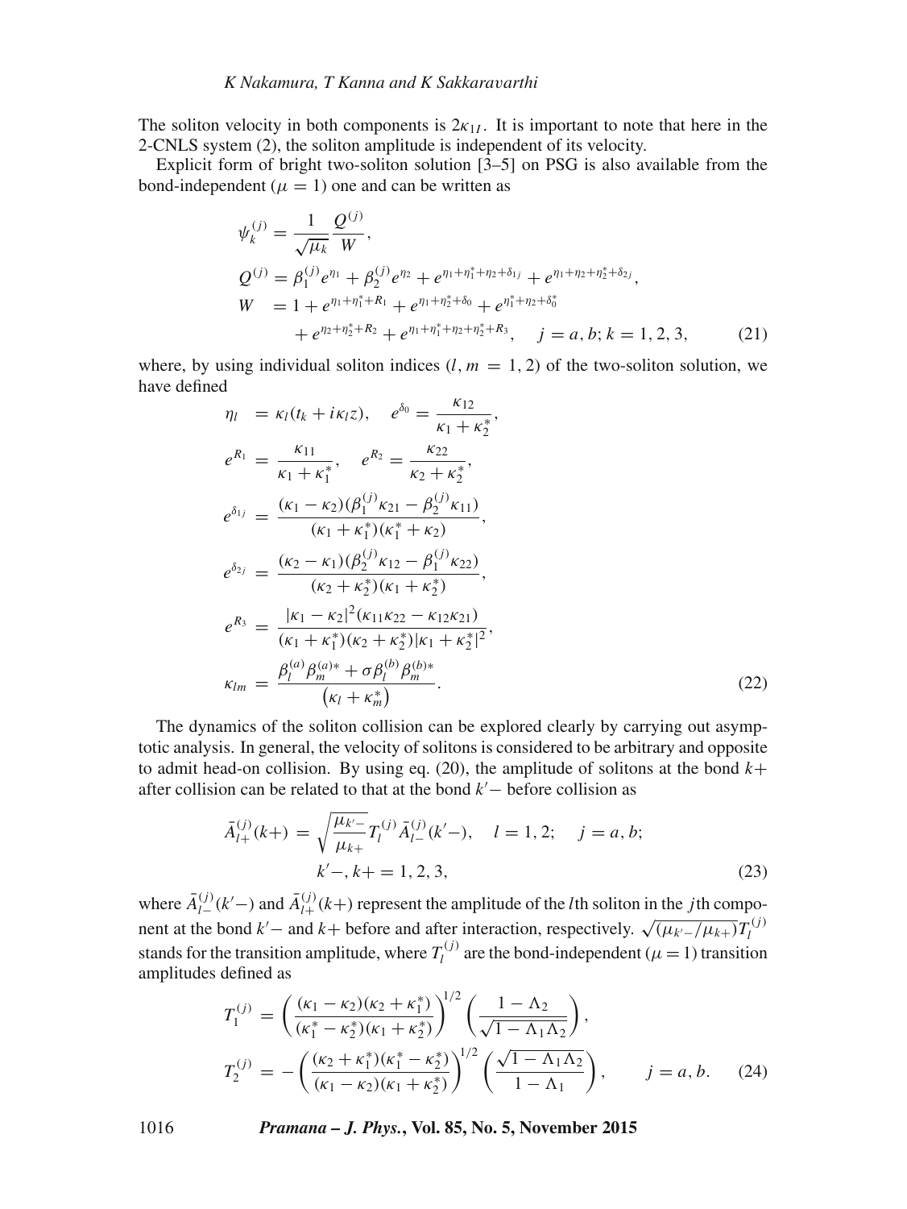The soliton velocity in both components is $2\kappa_{1I}$. It is important to note that here in the 2-CNLS system (2), the soliton amplitude is independent of its velocity.

Explicit form of bright two-soliton solution [3–5] on PSG is also available from the bond-independent ($\mu = 1$) one and can be written as

$$
\begin{aligned}
\psi_k^{(j)} &= \frac{1}{\sqrt{\mu_k}} \frac{Q^{(j)}}{W}, \\
Q^{(j)} &= \beta_1^{(j)} e^{\eta_1} + \beta_2^{(j)} e^{\eta_2} + e^{\eta_1+\eta_1^*+\eta_2+\delta_{1j}} + e^{\eta_1+\eta_2+\eta_2^*+\delta_{2j}}, \\
W \; &= 1 + e^{\eta_1+\eta_1^*+R_1} + e^{\eta_1+\eta_2^*+\delta_0} + e^{\eta_1^*+\eta_2+\delta_0^*} \\
&\quad + e^{\eta_2+\eta_2^*+R_2} + e^{\eta_1+\eta_1^*+\eta_2+\eta_2^*+R_3}, \quad j = a, b; k = 1, 2, 3,
\end{aligned} \tag{21}
$$

where, by using individual soliton indices ($l, m = 1, 2$) of the two-soliton solution, we have defined

$$
\begin{aligned}
\eta_l \; &= \kappa_l(t_k + i\kappa_l z), \quad e^{\delta_0} = \frac{\kappa_{12}}{\kappa_1 + \kappa_2^*}, \\
e^{R_1} &= \frac{\kappa_{11}}{\kappa_1 + \kappa_1^*}, \quad e^{R_2} = \frac{\kappa_{22}}{\kappa_2 + \kappa_2^*}, \\
e^{\delta_{1j}} &= \frac{(\kappa_1 - \kappa_2)(\beta_1^{(j)}\kappa_{21} - \beta_2^{(j)}\kappa_{11})}{(\kappa_1 + \kappa_1^*)(\kappa_1^* + \kappa_2)}, \\
e^{\delta_{2j}} &= \frac{(\kappa_2 - \kappa_1)(\beta_2^{(j)}\kappa_{12} - \beta_1^{(j)}\kappa_{22})}{(\kappa_2 + \kappa_2^*)(\kappa_1 + \kappa_2^*)}, \\
e^{R_3} &= \frac{|\kappa_1 - \kappa_2|^2(\kappa_{11}\kappa_{22} - \kappa_{12}\kappa_{21})}{(\kappa_1 + \kappa_1^*)(\kappa_2 + \kappa_2^*)|\kappa_1 + \kappa_2^*|^2}, \\
\kappa_{lm} &= \frac{\beta_l^{(a)}\beta_m^{(a)*} + \sigma\beta_l^{(b)}\beta_m^{(b)*}}{\left(\kappa_l + \kappa_m^*\right)}.
\end{aligned} \tag{22}
$$

The dynamics of the soliton collision can be explored clearly by carrying out asymptotic analysis. In general, the velocity of solitons is considered to be arbitrary and opposite to admit head-on collision. By using eq. (20), the amplitude of solitons at the bond $k+$ after collision can be related to that at the bond $k'-$ before collision as

$$
\bar{A}_{l+}^{(j)}(k+) = \sqrt{\frac{\mu_{k'-}}{\mu_{k+}}} T_l^{(j)} \bar{A}_{l-}^{(j)}(k'-), \quad l = 1, 2; \quad j = a, b; \\
k'-, k+ = 1, 2, 3, \tag{23}
$$

where $\bar{A}_{l-}^{(j)}(k'-)$ and $\bar{A}_{l+}^{(j)}(k+)$ represent the amplitude of the $l$th soliton in the $j$th component at the bond $k'-$ and $k+$ before and after interaction, respectively. $\sqrt{(\mu_{k'-}/\mu_{k+})}T_l^{(j)}$ stands for the transition amplitude, where $T_l^{(j)}$ are the bond-independent ($\mu = 1$) transition amplitudes defined as

$$
\begin{aligned}
T_1^{(j)} &= \left(\frac{(\kappa_1 - \kappa_2)(\kappa_2 + \kappa_1^*)}{(\kappa_1^* - \kappa_2^*)(\kappa_1 + \kappa_2^*)}\right)^{1/2} \left(\frac{1 - \Lambda_2}{\sqrt{1 - \Lambda_1\Lambda_2}}\right), \\
T_2^{(j)} &= -\left(\frac{(\kappa_2 + \kappa_1^*)(\kappa_1^* - \kappa_2^*)}{(\kappa_1 - \kappa_2)(\kappa_1 + \kappa_2^*)}\right)^{1/2} \left(\frac{\sqrt{1 - \Lambda_1\Lambda_2}}{1 - \Lambda_1}\right), \qquad j = a, b.
\end{aligned} \tag{24}
$$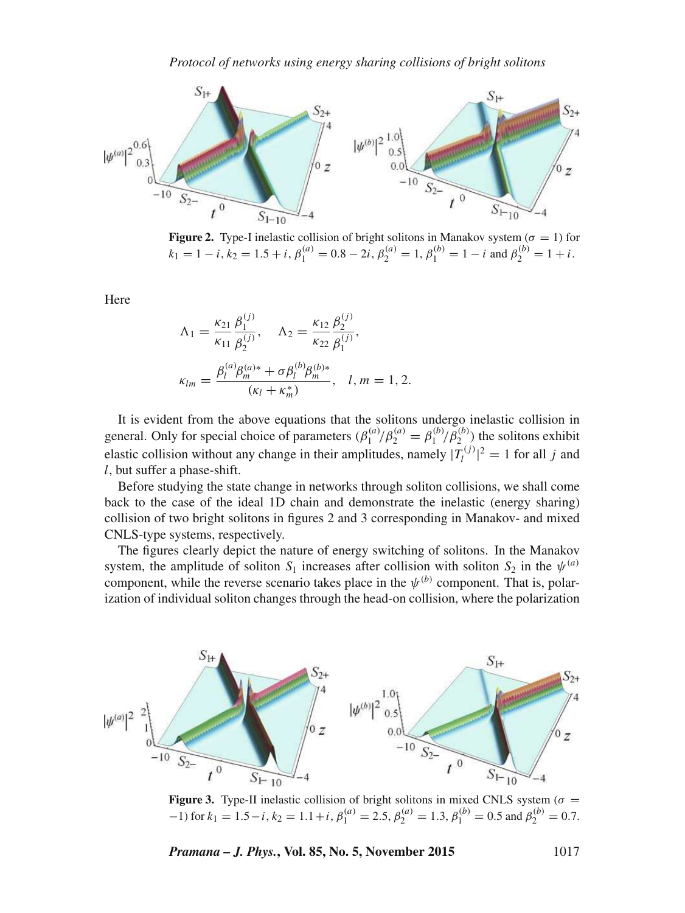**Figure 2.** Type-I inelastic collision of bright solitons in Manakov system ($\sigma = 1$) for $k_1 = 1 - i$, $k_2 = 1.5 + i$, $\beta_1^{(a)} = 0.8 - 2i$, $\beta_2^{(a)} = 1$, $\beta_1^{(b)} = 1 - i$ and $\beta_2^{(b)} = 1 + i$.

Here

$$\Lambda_1 = \frac{\kappa_{21}}{\kappa_{11}} \frac{\beta_1^{(j)}}{\beta_2^{(j)}}, \quad \Lambda_2 = \frac{\kappa_{12}}{\kappa_{22}} \frac{\beta_2^{(j)}}{\beta_1^{(j)}},$$

$$\kappa_{lm} = \frac{\beta_l^{(a)} \beta_m^{(a)*} + \sigma \beta_l^{(b)} \beta_m^{(b)*}}{(\kappa_l + \kappa_m^*)}, \quad l, m = 1, 2.$$

It is evident from the above equations that the solitons undergo inelastic collision in general. Only for special choice of parameters ($\beta_1^{(a)}/\beta_2^{(a)} = \beta_1^{(b)}/\beta_2^{(b)}$) the solitons exhibit elastic collision without any change in their amplitudes, namely $|T_l^{(j)}|^2 = 1$ for all $j$ and $l$, but suffer a phase-shift.

Before studying the state change in networks through soliton collisions, we shall come back to the case of the ideal 1D chain and demonstrate the inelastic (energy sharing) collision of two bright solitons in figures 2 and 3 corresponding in Manakov- and mixed CNLS-type systems, respectively.

The figures clearly depict the nature of energy switching of solitons. In the Manakov system, the amplitude of soliton $S_1$ increases after collision with soliton $S_2$ in the $\psi^{(a)}$ component, while the reverse scenario takes place in the $\psi^{(b)}$ component. That is, polarization of individual soliton changes through the head-on collision, where the polarization

**Figure 3.** Type-II inelastic collision of bright solitons in mixed CNLS system ($\sigma = -1$) for $k_1 = 1.5 - i$, $k_2 = 1.1 + i$, $\beta_1^{(a)} = 2.5$, $\beta_2^{(a)} = 1.3$, $\beta_1^{(b)} = 0.5$ and $\beta_2^{(b)} = 0.7$.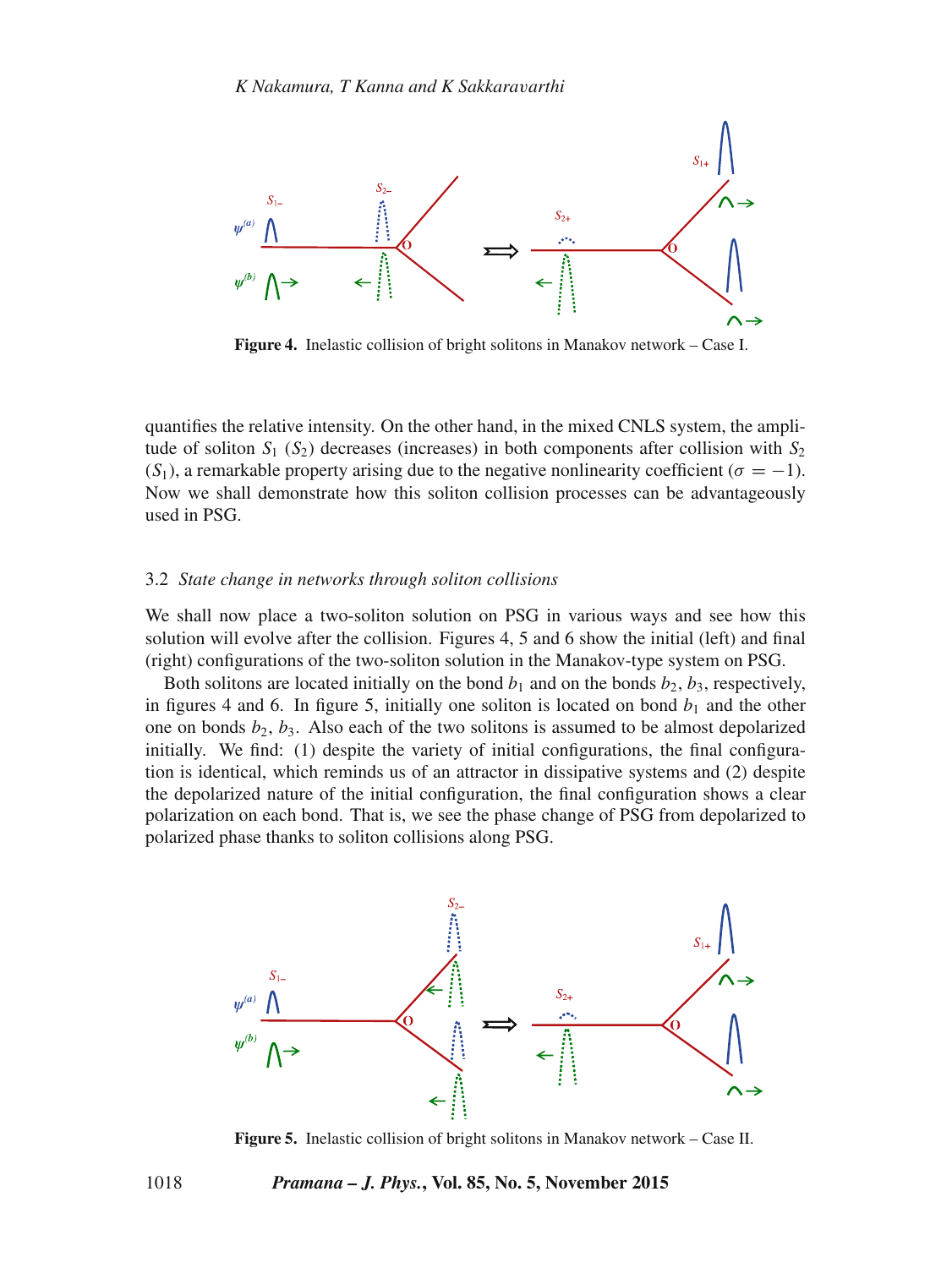Figure 4. Inelastic collision of bright solitons in Manakov network – Case I.

quantifies the relative intensity. On the other hand, in the mixed CNLS system, the amplitude of soliton $S_1$ ($S_2$) decreases (increases) in both components after collision with $S_2$ ($S_1$), a remarkable property arising due to the negative nonlinearity coefficient ($\sigma = -1$). Now we shall demonstrate how this soliton collision processes can be advantageously used in PSG.

### 3.2 *State change in networks through soliton collisions*

We shall now place a two-soliton solution on PSG in various ways and see how this solution will evolve after the collision. Figures 4, 5 and 6 show the initial (left) and final (right) configurations of the two-soliton solution in the Manakov-type system on PSG.

Both solitons are located initially on the bond $b_1$ and on the bonds $b_2$, $b_3$, respectively, in figures 4 and 6. In figure 5, initially one soliton is located on bond $b_1$ and the other one on bonds $b_2$, $b_3$. Also each of the two solitons is assumed to be almost depolarized initially. We find: (1) despite the variety of initial configurations, the final configuration is identical, which reminds us of an attractor in dissipative systems and (2) despite the depolarized nature of the initial configuration, the final configuration shows a clear polarization on each bond. That is, we see the phase change of PSG from depolarized to polarized phase thanks to soliton collisions along PSG.

Figure 5. Inelastic collision of bright solitons in Manakov network – Case II.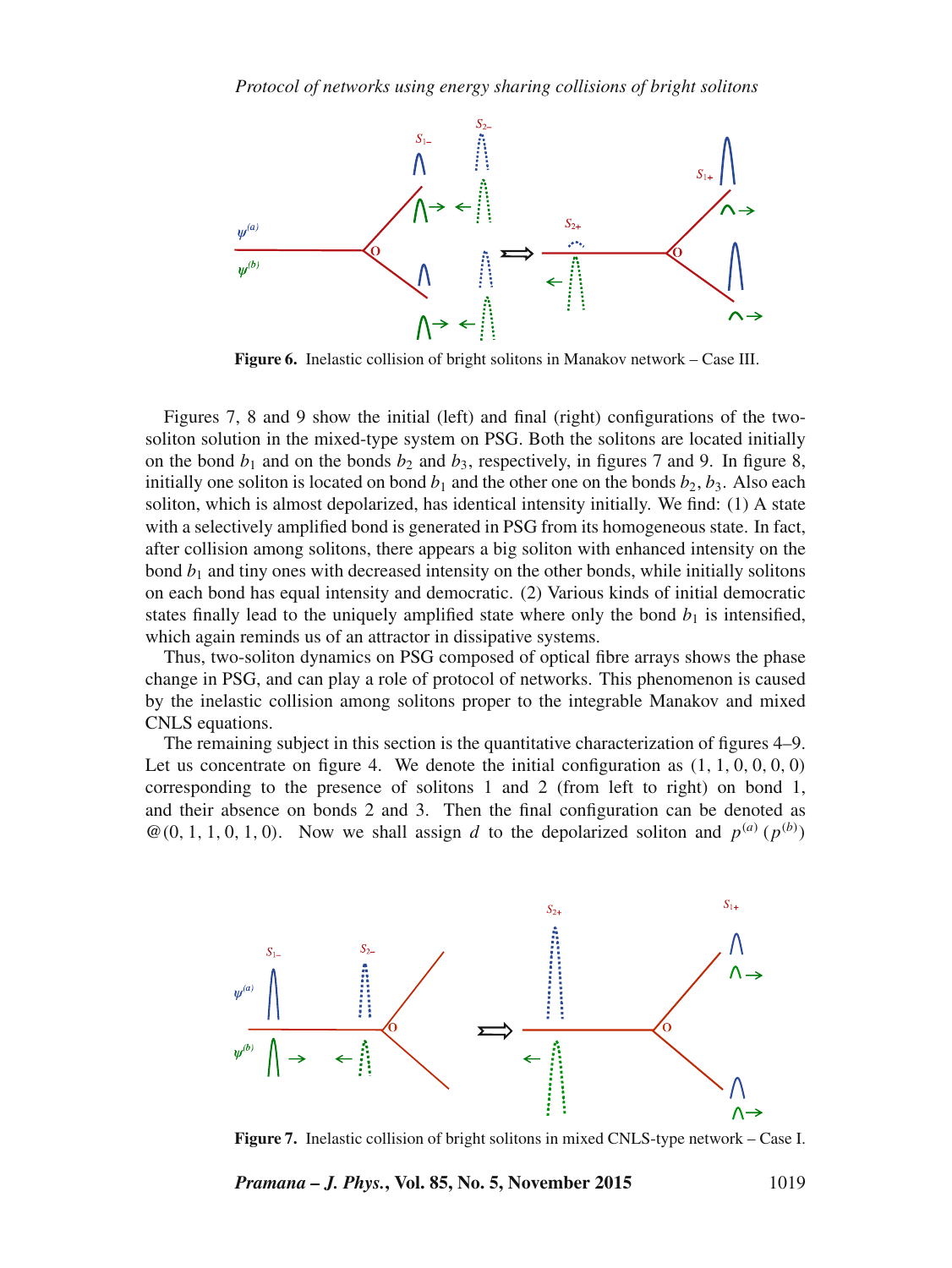**Figure 6.** Inelastic collision of bright solitons in Manakov network – Case III.

Figures 7, 8 and 9 show the initial (left) and final (right) configurations of the two-soliton solution in the mixed-type system on PSG. Both the solitons are located initially on the bond $b_1$ and on the bonds $b_2$ and $b_3$, respectively, in figures 7 and 9. In figure 8, initially one soliton is located on bond $b_1$ and the other one on the bonds $b_2$, $b_3$. Also each soliton, which is almost depolarized, has identical intensity initially. We find: (1) A state with a selectively amplified bond is generated in PSG from its homogeneous state. In fact, after collision among solitons, there appears a big soliton with enhanced intensity on the bond $b_1$ and tiny ones with decreased intensity on the other bonds, while initially solitons on each bond has equal intensity and democratic. (2) Various kinds of initial democratic states finally lead to the uniquely amplified state where only the bond $b_1$ is intensified, which again reminds us of an attractor in dissipative systems.

Thus, two-soliton dynamics on PSG composed of optical fibre arrays shows the phase change in PSG, and can play a role of protocol of networks. This phenomenon is caused by the inelastic collision among solitons proper to the integrable Manakov and mixed CNLS equations.

The remaining subject in this section is the quantitative characterization of figures 4–9. Let us concentrate on figure 4. We denote the initial configuration as $(1, 1, 0, 0, 0, 0)$ corresponding to the presence of solitons 1 and 2 (from left to right) on bond 1, and their absence on bonds 2 and 3. Then the final configuration can be denoted as @$(0, 1, 1, 0, 1, 0)$. Now we shall assign $d$ to the depolarized soliton and $p^{(a)}$ $(p^{(b)})$

**Figure 7.** Inelastic collision of bright solitons in mixed CNLS-type network – Case I.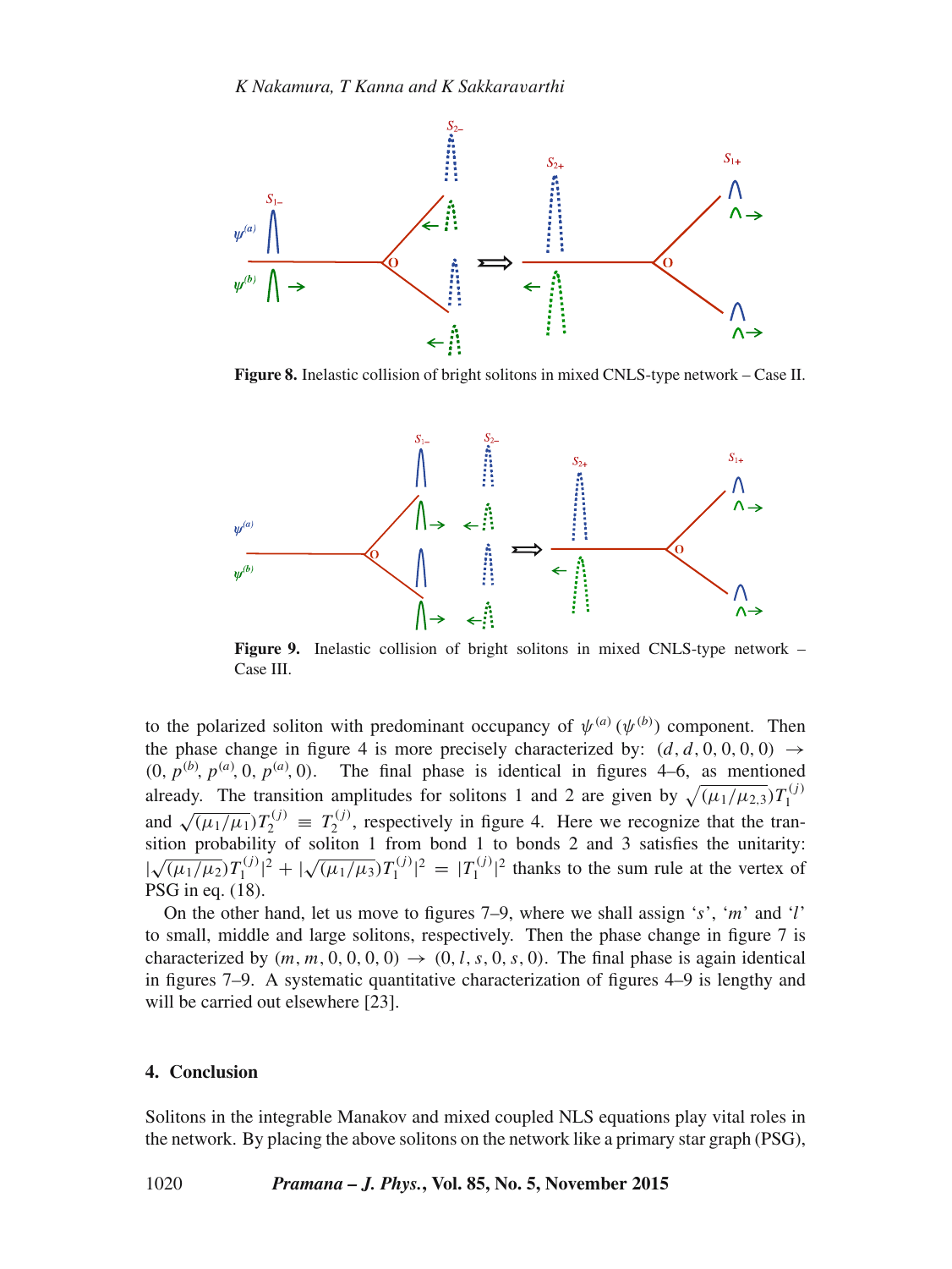**Figure 8.** Inelastic collision of bright solitons in mixed CNLS-type network – Case II.

**Figure 9.** Inelastic collision of bright solitons in mixed CNLS-type network – Case III.

to the polarized soliton with predominant occupancy of $\psi^{(a)}$ ($\psi^{(b)}$) component. Then the phase change in figure 4 is more precisely characterized by: $(d, d, 0, 0, 0, 0) \rightarrow (0, p^{(b)}, p^{(a)}, 0, p^{(a)}, 0)$. The final phase is identical in figures 4–6, as mentioned already. The transition amplitudes for solitons 1 and 2 are given by $\sqrt{(\mu_1/\mu_{2,3})}T_1^{(j)}$ and $\sqrt{(\mu_1/\mu_1)}T_2^{(j)} \equiv T_2^{(j)}$, respectively in figure 4. Here we recognize that the transition probability of soliton 1 from bond 1 to bonds 2 and 3 satisfies the unitarity: $|\sqrt{(\mu_1/\mu_2)}T_1^{(j)}|^2 + |\sqrt{(\mu_1/\mu_3)}T_1^{(j)}|^2 = |T_1^{(j)}|^2$ thanks to the sum rule at the vertex of PSG in eq. (18).

On the other hand, let us move to figures 7–9, where we shall assign '$s$', '$m$' and '$l$' to small, middle and large solitons, respectively. Then the phase change in figure 7 is characterized by $(m, m, 0, 0, 0, 0) \rightarrow (0, l, s, 0, s, 0)$. The final phase is again identical in figures 7–9. A systematic quantitative characterization of figures 4–9 is lengthy and will be carried out elsewhere [23].

## 4. Conclusion

Solitons in the integrable Manakov and mixed coupled NLS equations play vital roles in the network. By placing the above solitons on the network like a primary star graph (PSG),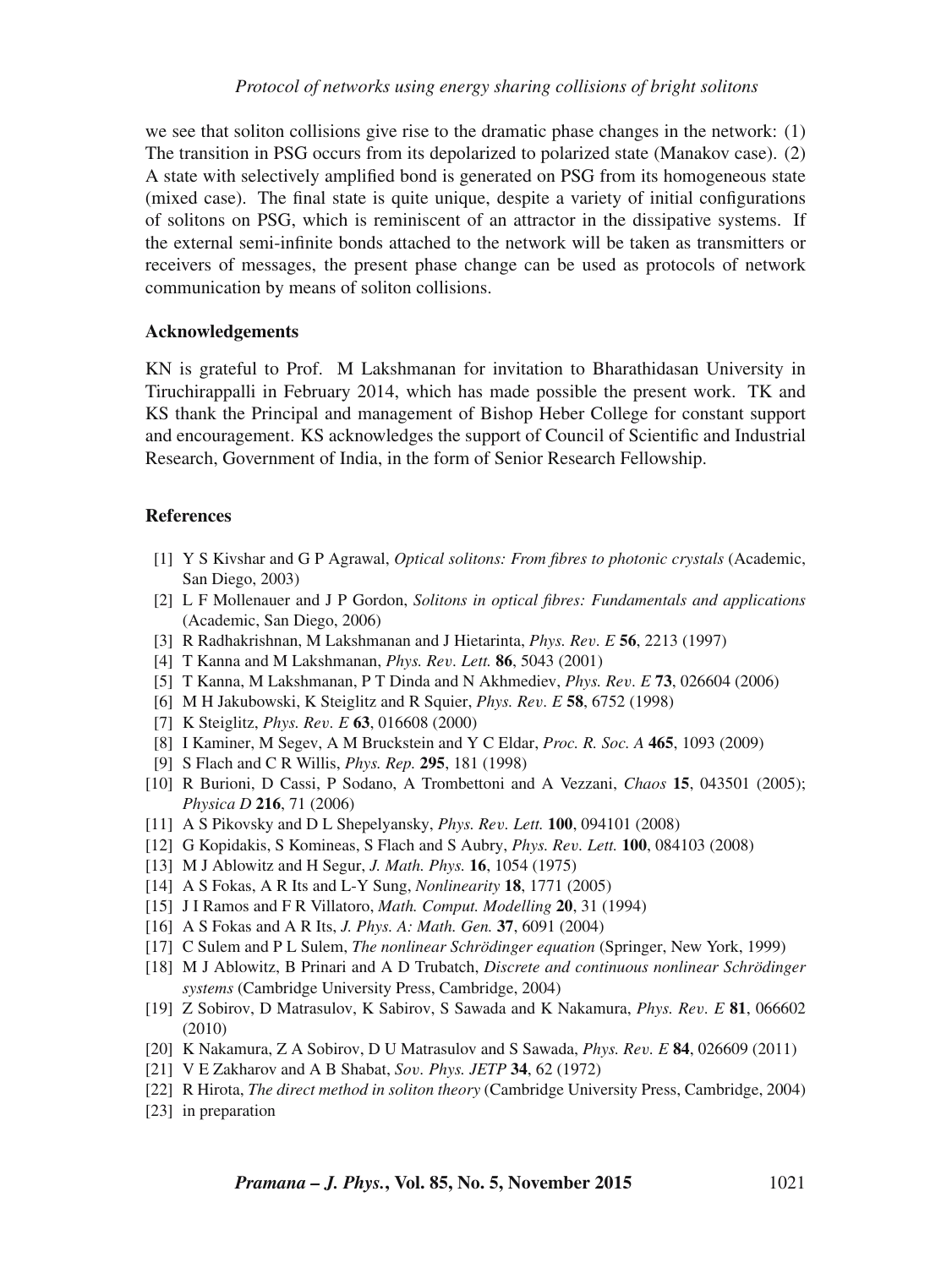we see that soliton collisions give rise to the dramatic phase changes in the network: (1) The transition in PSG occurs from its depolarized to polarized state (Manakov case). (2) A state with selectively amplified bond is generated on PSG from its homogeneous state (mixed case). The final state is quite unique, despite a variety of initial configurations of solitons on PSG, which is reminiscent of an attractor in the dissipative systems. If the external semi-infinite bonds attached to the network will be taken as transmitters or receivers of messages, the present phase change can be used as protocols of network communication by means of soliton collisions.

### Acknowledgements

KN is grateful to Prof. M Lakshmanan for invitation to Bharathidasan University in Tiruchirappalli in February 2014, which has made possible the present work. TK and KS thank the Principal and management of Bishop Heber College for constant support and encouragement. KS acknowledges the support of Council of Scientific and Industrial Research, Government of India, in the form of Senior Research Fellowship.

### References

[1] Y S Kivshar and G P Agrawal, *Optical solitons: From fibres to photonic crystals* (Academic, San Diego, 2003)

[2] L F Mollenauer and J P Gordon, *Solitons in optical fibres: Fundamentals and applications* (Academic, San Diego, 2006)

[3] R Radhakrishnan, M Lakshmanan and J Hietarinta, *Phys. Rev. E* **56**, 2213 (1997)

[4] T Kanna and M Lakshmanan, *Phys. Rev. Lett.* **86**, 5043 (2001)

[5] T Kanna, M Lakshmanan, P T Dinda and N Akhmediev, *Phys. Rev. E* **73**, 026604 (2006)

[6] M H Jakubowski, K Steiglitz and R Squier, *Phys. Rev. E* **58**, 6752 (1998)

[7] K Steiglitz, *Phys. Rev. E* **63**, 016608 (2000)

[8] I Kaminer, M Segev, A M Bruckstein and Y C Eldar, *Proc. R. Soc. A* **465**, 1093 (2009)

[9] S Flach and C R Willis, *Phys. Rep.* **295**, 181 (1998)

[10] R Burioni, D Cassi, P Sodano, A Trombettoni and A Vezzani, *Chaos* **15**, 043501 (2005); *Physica D* **216**, 71 (2006)

[11] A S Pikovsky and D L Shepelyansky, *Phys. Rev. Lett.* **100**, 094101 (2008)

[12] G Kopidakis, S Komineas, S Flach and S Aubry, *Phys. Rev. Lett.* **100**, 084103 (2008)

[13] M J Ablowitz and H Segur, *J. Math. Phys.* **16**, 1054 (1975)

[14] A S Fokas, A R Its and L-Y Sung, *Nonlinearity* **18**, 1771 (2005)

[15] J I Ramos and F R Villatoro, *Math. Comput. Modelling* **20**, 31 (1994)

[16] A S Fokas and A R Its, *J. Phys. A: Math. Gen.* **37**, 6091 (2004)

[17] C Sulem and P L Sulem, *The nonlinear Schrödinger equation* (Springer, New York, 1999)

[18] M J Ablowitz, B Prinari and A D Trubatch, *Discrete and continuous nonlinear Schrödinger systems* (Cambridge University Press, Cambridge, 2004)

[19] Z Sobirov, D Matrasulov, K Sabirov, S Sawada and K Nakamura, *Phys. Rev. E* **81**, 066602 (2010)

[20] K Nakamura, Z A Sobirov, D U Matrasulov and S Sawada, *Phys. Rev. E* **84**, 026609 (2011)

[21] V E Zakharov and A B Shabat, *Sov. Phys. JETP* **34**, 62 (1972)

[22] R Hirota, *The direct method in soliton theory* (Cambridge University Press, Cambridge, 2004)

[23] in preparation